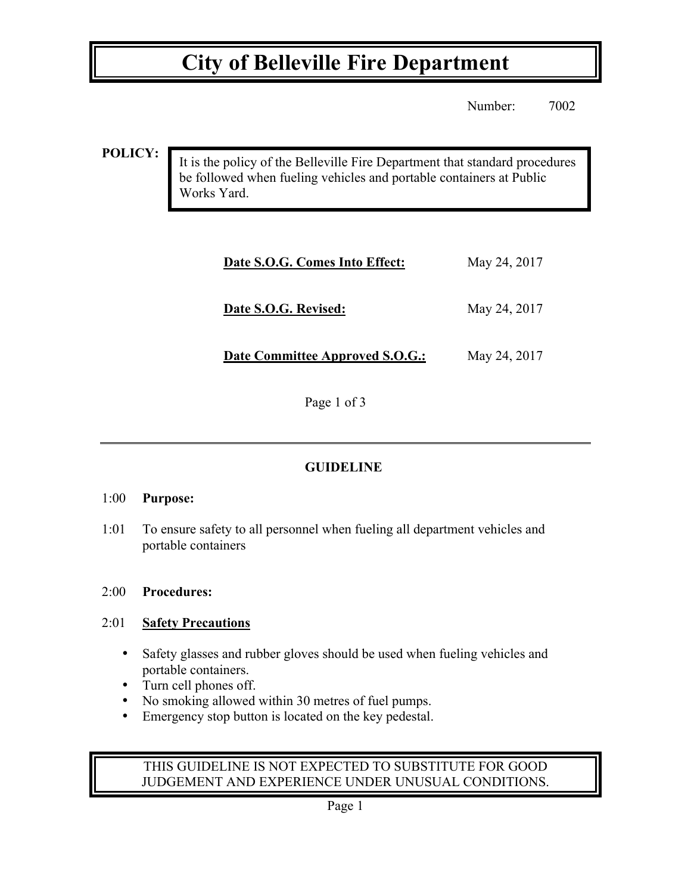# City of Belleville Fire Department

Number: 7002

**POLICY:**

It is the policy of the Belleville Fire Department that standard procedures be followed when fueling vehicles and portable containers at Public Works Yard.

**Date S.O.G. Comes Into Effect:** May 24, 2017

**Date S.O.G. Revised:** May 24, 2017

**Date Committee Approved S.O.G.:** May 24, 2017

Page 1 of 3

---

## GUIDELINE

1:00 **Purpose:**

1:01 To ensure safety to all personnel when fueling all department vehicles and portable containers

2:00 **Procedures:**

2:01 **Safety Precautions**

- Safety glasses and rubber gloves should be used when fueling vehicles and portable containers.
- Turn cell phones off.
- No smoking allowed within 30 metres of fuel pumps.
- Emergency stop button is located on the key pedestal.

THIS GUIDELINE IS NOT EXPECTED TO SUBSTITUTE FOR GOOD JUDGEMENT AND EXPERIENCE UNDER UNUSUAL CONDITIONS.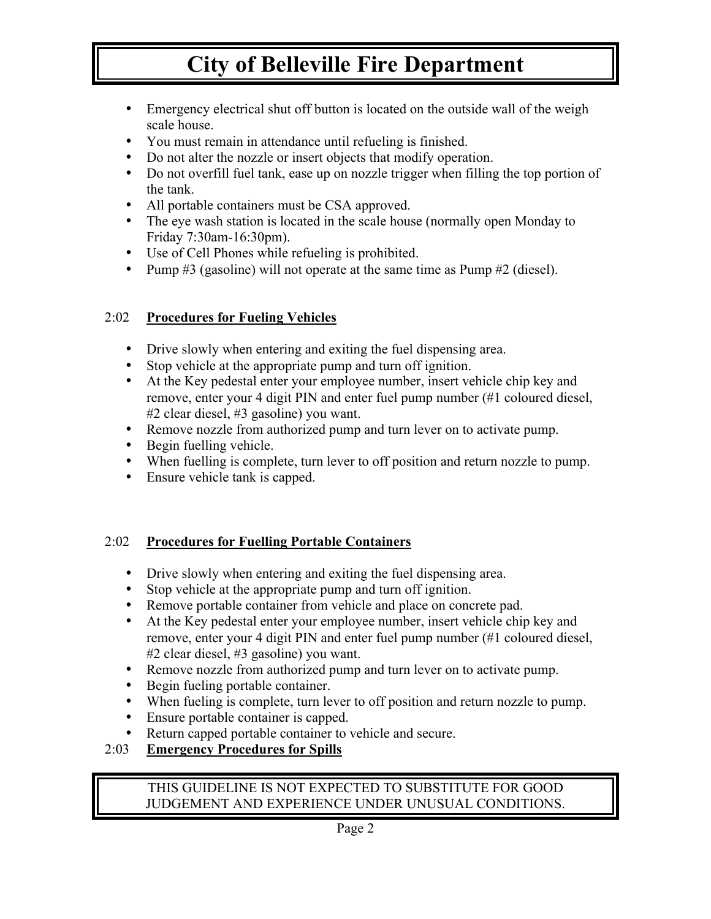- Emergency electrical shut off button is located on the outside wall of the weigh scale house.
- You must remain in attendance until refueling is finished.
- Do not alter the nozzle or insert objects that modify operation.
- Do not overfill fuel tank, ease up on nozzle trigger when filling the top portion of the tank.
- All portable containers must be CSA approved.
- The eye wash station is located in the scale house (normally open Monday to Friday 7:30am-16:30pm).
- Use of Cell Phones while refueling is prohibited.
- Pump #3 (gasoline) will not operate at the same time as Pump #2 (diesel).

## 2:02 **Procedures for Fueling Vehicles**

- Drive slowly when entering and exiting the fuel dispensing area.
- Stop vehicle at the appropriate pump and turn off ignition.
- At the Key pedestal enter your employee number, insert vehicle chip key and remove, enter your 4 digit PIN and enter fuel pump number (#1 coloured diesel, #2 clear diesel, #3 gasoline) you want.
- Remove nozzle from authorized pump and turn lever on to activate pump.
- Begin fuelling vehicle.
- When fuelling is complete, turn lever to off position and return nozzle to pump.
- Ensure vehicle tank is capped.

## 2:02 **Procedures for Fuelling Portable Containers**

- Drive slowly when entering and exiting the fuel dispensing area.
- Stop vehicle at the appropriate pump and turn off ignition.
- Remove portable container from vehicle and place on concrete pad.
- At the Key pedestal enter your employee number, insert vehicle chip key and remove, enter your 4 digit PIN and enter fuel pump number (#1 coloured diesel, #2 clear diesel, #3 gasoline) you want.
- Remove nozzle from authorized pump and turn lever on to activate pump.
- Begin fueling portable container.
- When fueling is complete, turn lever to off position and return nozzle to pump.
- Ensure portable container is capped.
- Return capped portable container to vehicle and secure.

## 2:03 **Emergency Procedures for Spills**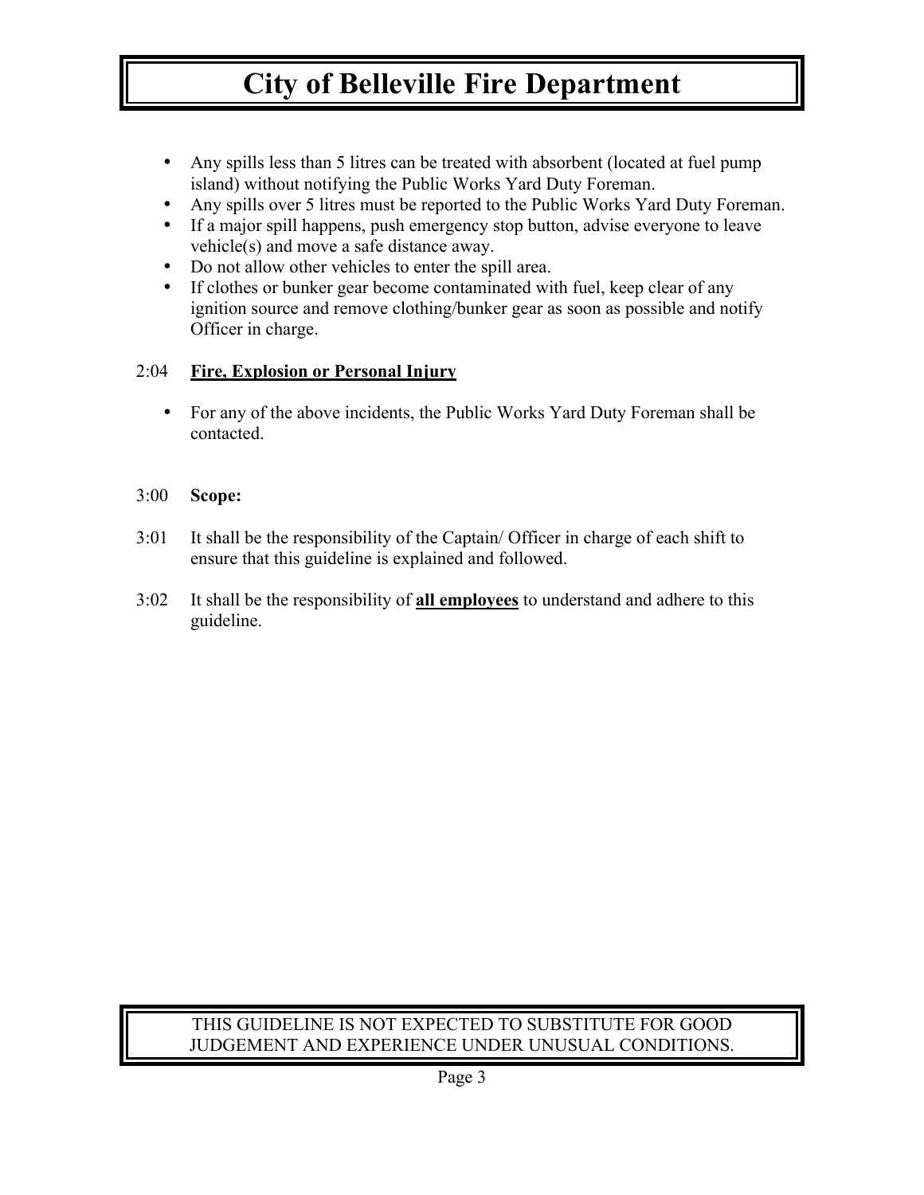- Any spills less than 5 litres can be treated with absorbent (located at fuel pump island) without notifying the Public Works Yard Duty Foreman.
- Any spills over 5 litres must be reported to the Public Works Yard Duty Foreman.
- If a major spill happens, push emergency stop button, advise everyone to leave vehicle(s) and move a safe distance away.
- Do not allow other vehicles to enter the spill area.
- If clothes or bunker gear become contaminated with fuel, keep clear of any ignition source and remove clothing/bunker gear as soon as possible and notify Officer in charge.

2:04 **<u>Fire, Explosion or Personal Injury</u>**

- For any of the above incidents, the Public Works Yard Duty Foreman shall be contacted.

3:00 **Scope:**

3:01 It shall be the responsibility of the Captain/ Officer in charge of each shift to ensure that this guideline is explained and followed.

3:02 It shall be the responsibility of **<u>all employees</u>** to understand and adhere to this guideline.

THIS GUIDELINE IS NOT EXPECTED TO SUBSTITUTE FOR GOOD JUDGEMENT AND EXPERIENCE UNDER UNUSUAL CONDITIONS.